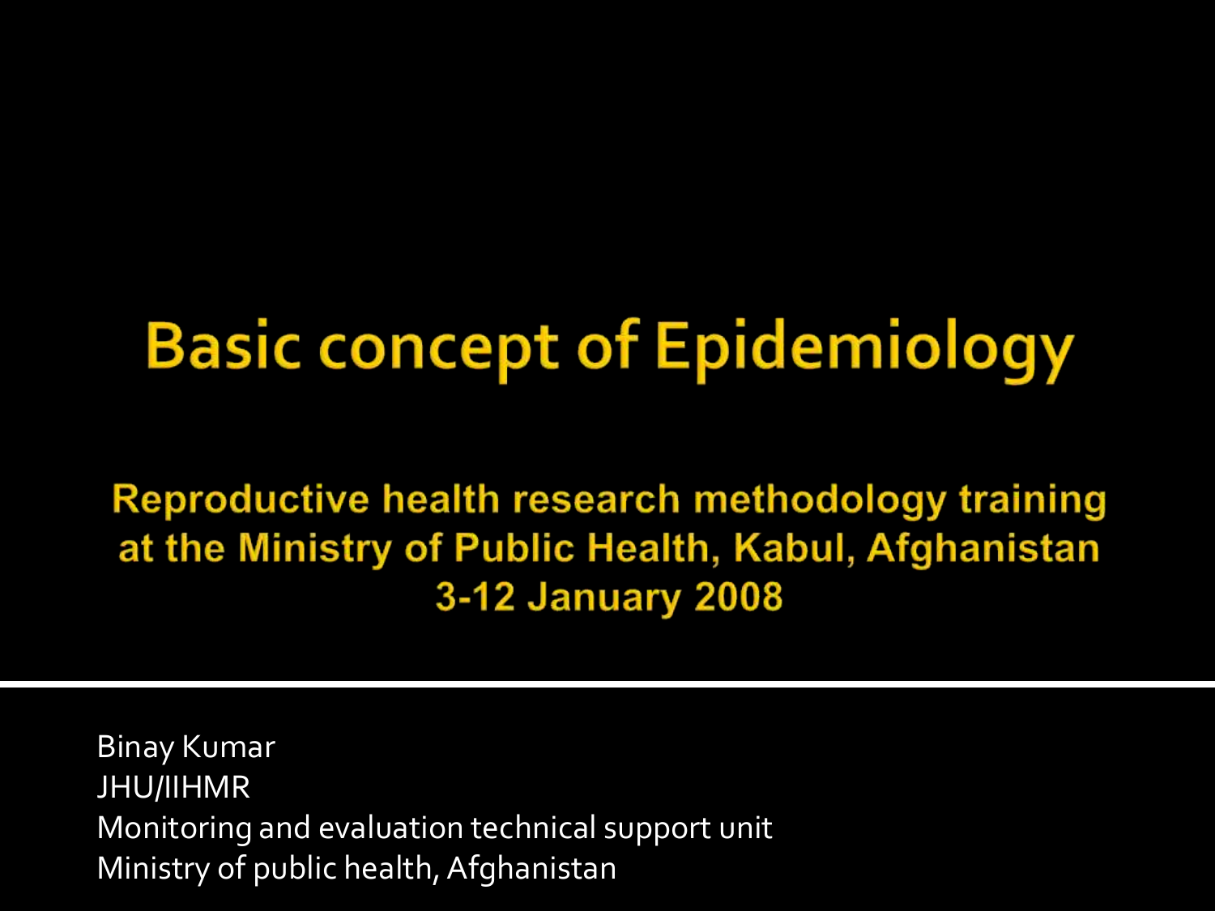# Basic concept of Epidemiology

**Reproductive health research methodology training at the Ministry of Public Health, Kabul, Afghanistan**
**3-12 January 2008**

Binay Kumar
JHU/IIHMR
Monitoring and evaluation technical support unit
Ministry of public health, Afghanistan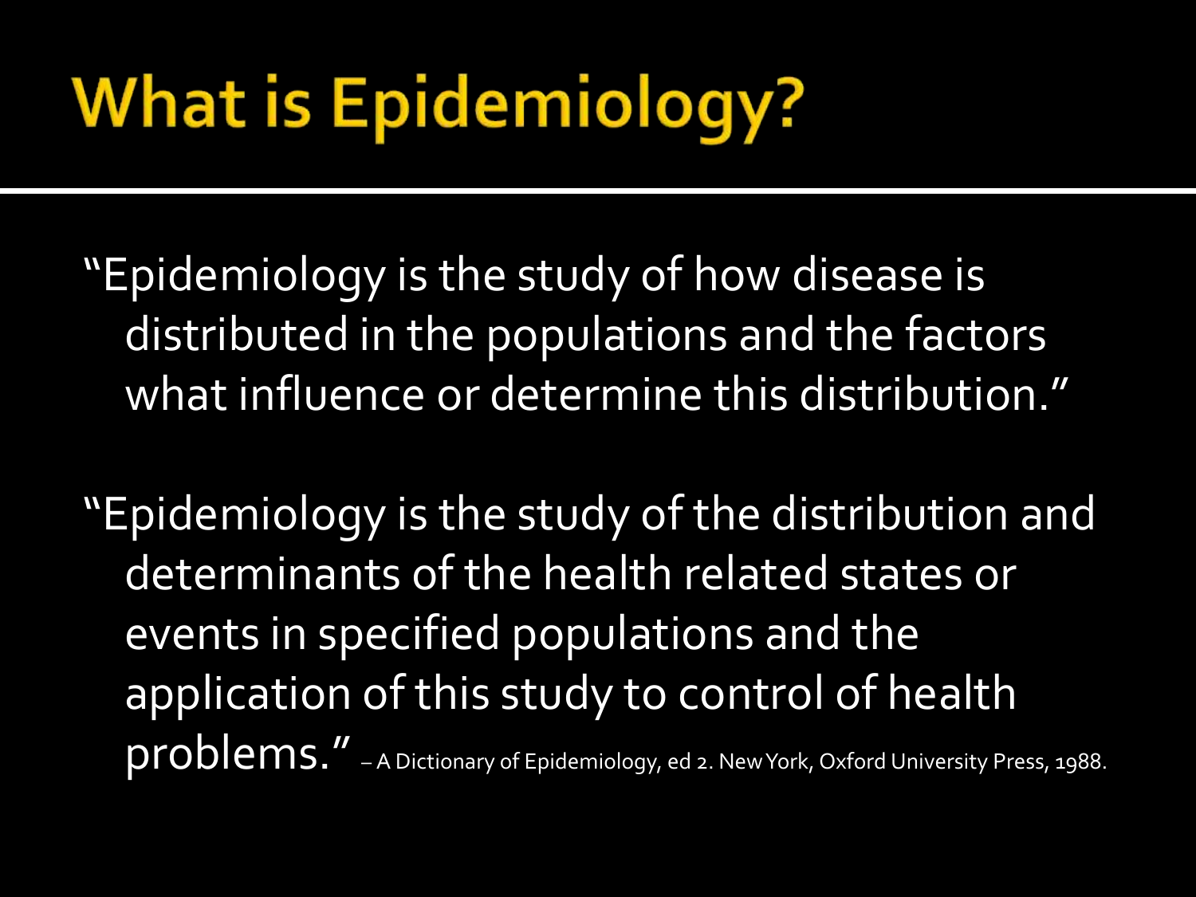# What is Epidemiology?

"Epidemiology is the study of how disease is distributed in the populations and the factors what influence or determine this distribution."

"Epidemiology is the study of the distribution and determinants of the health related states or events in specified populations and the application of this study to control of health problems." – A Dictionary of Epidemiology, ed 2. New York, Oxford University Press, 1988.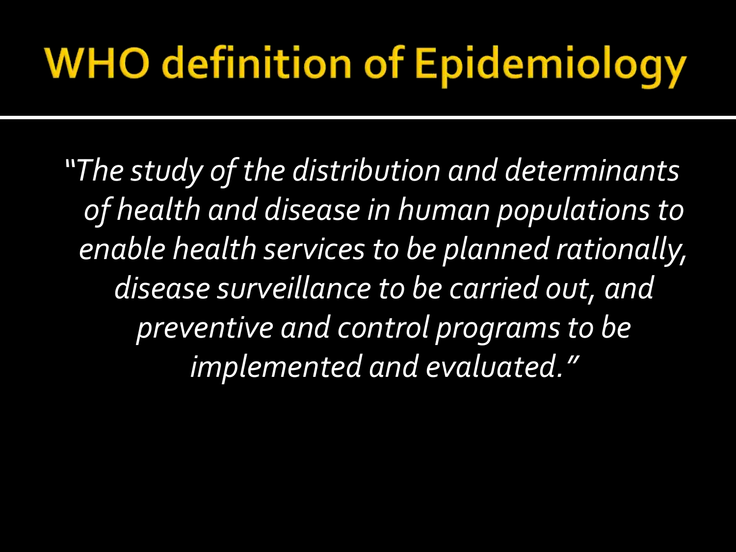# WHO definition of Epidemiology

*"The study of the distribution and determinants of health and disease in human populations to enable health services to be planned rationally, disease surveillance to be carried out, and preventive and control programs to be implemented and evaluated."*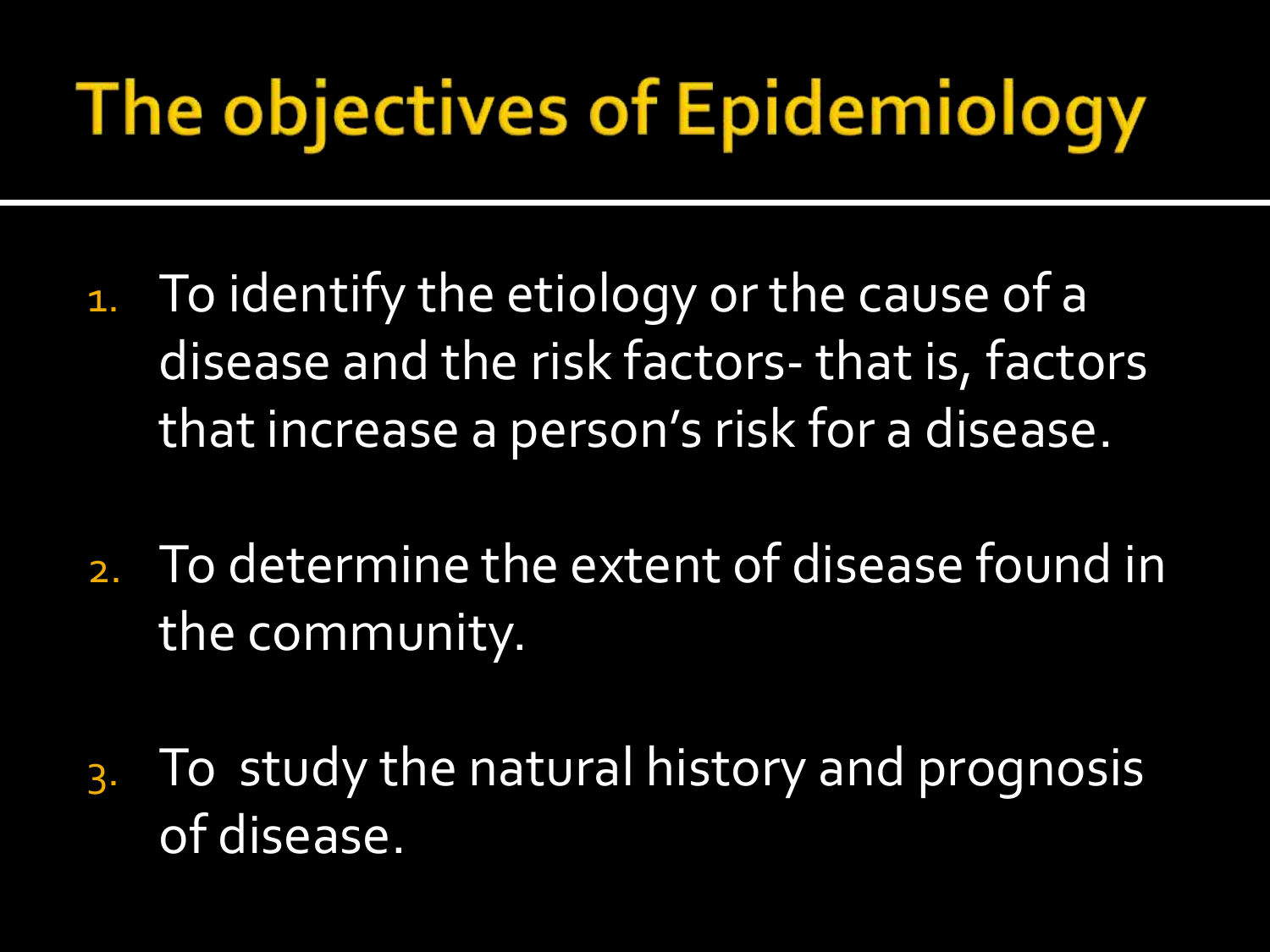# The objectives of Epidemiology

1. To identify the etiology or the cause of a disease and the risk factors- that is, factors that increase a person's risk for a disease.
2. To determine the extent of disease found in the community.
3. To study the natural history and prognosis of disease.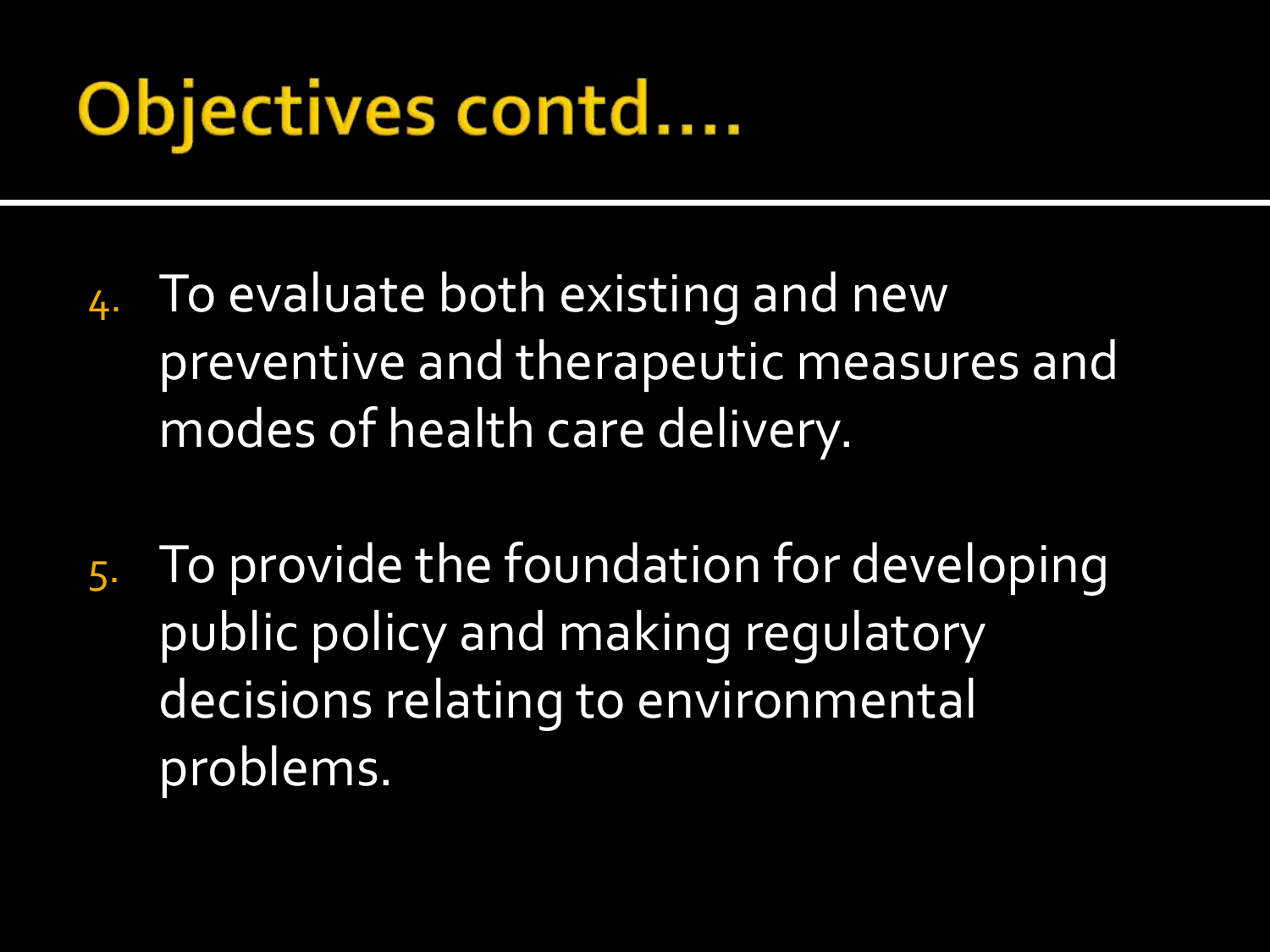# Objectives contd….

4. To evaluate both existing and new preventive and therapeutic measures and modes of health care delivery.

5. To provide the foundation for developing public policy and making regulatory decisions relating to environmental problems.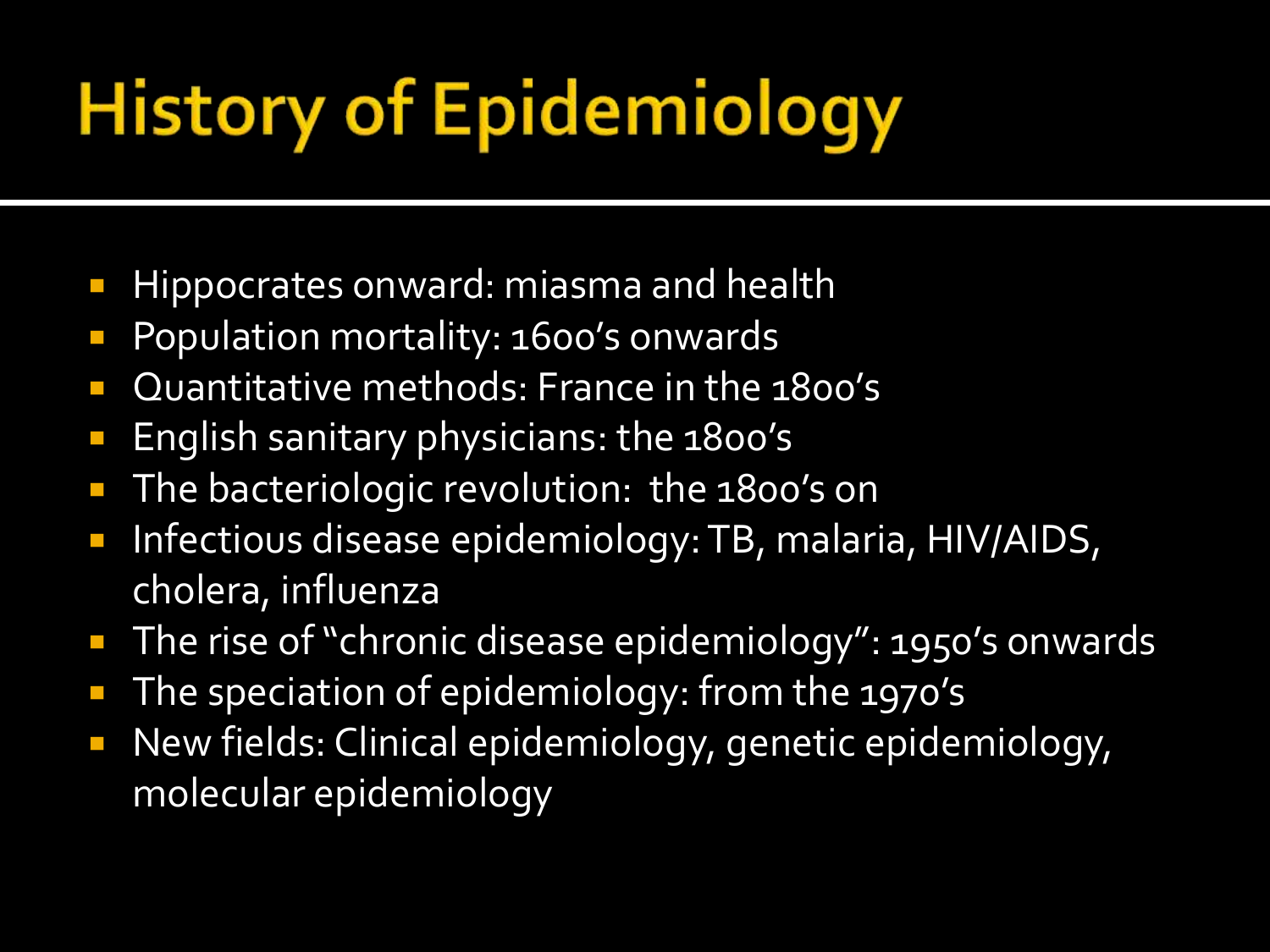# History of Epidemiology

- Hippocrates onward: miasma and health
- Population mortality: 1600's onwards
- Quantitative methods: France in the 1800's
- English sanitary physicians: the 1800's
- The bacteriologic revolution: the 1800's on
- Infectious disease epidemiology: TB, malaria, HIV/AIDS, cholera, influenza
- The rise of "chronic disease epidemiology": 1950's onwards
- The speciation of epidemiology: from the 1970's
- New fields: Clinical epidemiology, genetic epidemiology, molecular epidemiology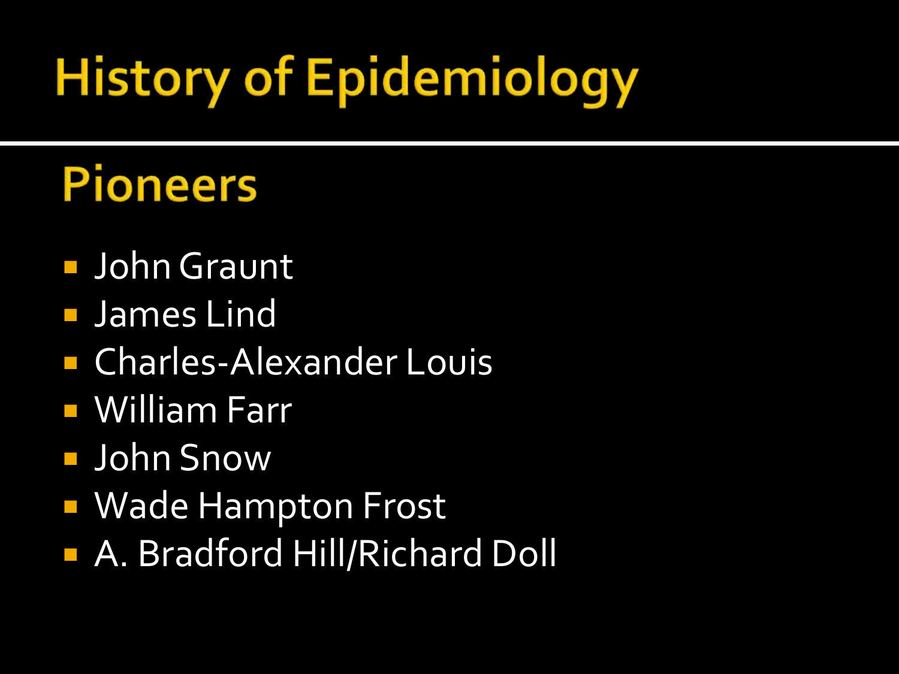# History of Epidemiology

## Pioneers

- John Graunt
- James Lind
- Charles-Alexander Louis
- William Farr
- John Snow
- Wade Hampton Frost
- A. Bradford Hill/Richard Doll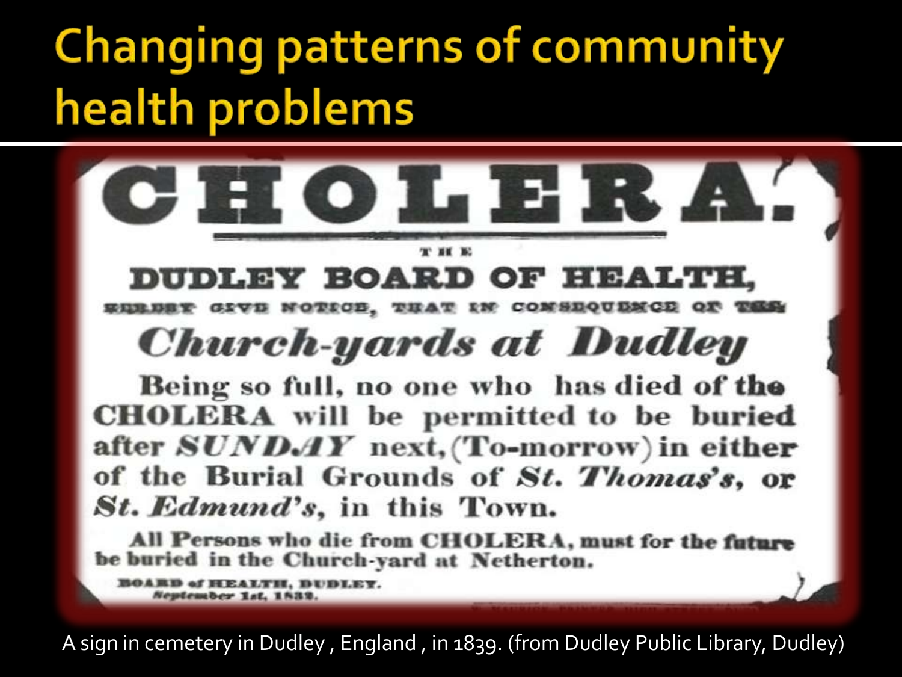# Changing patterns of community health problems

# CHOLERA.

THE

## DUDLEY BOARD OF HEALTH,

HEREBY GIVE NOTICE, THAT IN CONSEQUENCE OF THE

## *Church-yards at Dudley*

Being so full, no one who has died of the CHOLERA will be permitted to be buried after *SUNDAY* next, (To-morrow) in either of the Burial Grounds of *St. Thomas's*, or *St. Edmund's*, in this Town.

**All Persons who die from CHOLERA, must for the future be buried in the Church-yard at Netherton.**

BOARD of HEALTH, DUDLEY.
*September 1st, 1832.*

A sign in cemetery in Dudley , England , in 1839. (from Dudley Public Library, Dudley)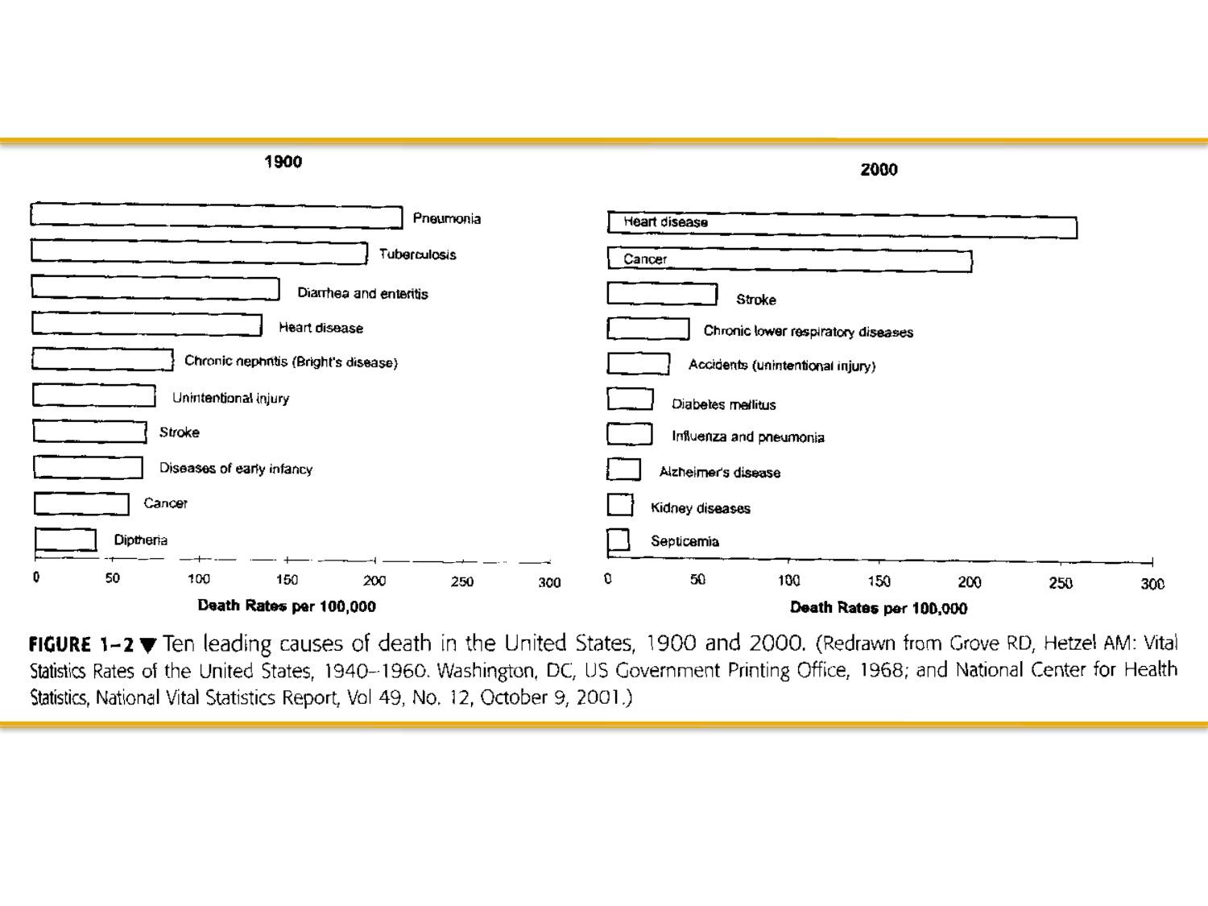## 1900

- Pneumonia
- Tuberculosis
- Diarrhea and enteritis
- Heart disease
- Chronic nephritis (Bright's disease)
- Unintentional injury
- Stroke
- Diseases of early infancy
- Cancer
- Diptheria

0 50 100 150 200 250 300

**Death Rates per 100,000**

## 2000

- Heart disease
- Cancer
- Stroke
- Chronic lower respiratory diseases
- Accidents (unintentional injury)
- Diabetes mellitus
- Influenza and pneumonia
- Alzheimer's disease
- Kidney diseases
- Septicemia

0 50 100 150 200 250 300

**Death Rates per 100,000**

**FIGURE 1–2** ▼ Ten leading causes of death in the United States, 1900 and 2000. (Redrawn from Grove RD, Hetzel AM: Vital Statistics Rates of the United States, 1940–1960. Washington, DC, US Government Printing Office, 1968; and National Center for Health Statistics, National Vital Statistics Report, Vol 49, No. 12, October 9, 2001.)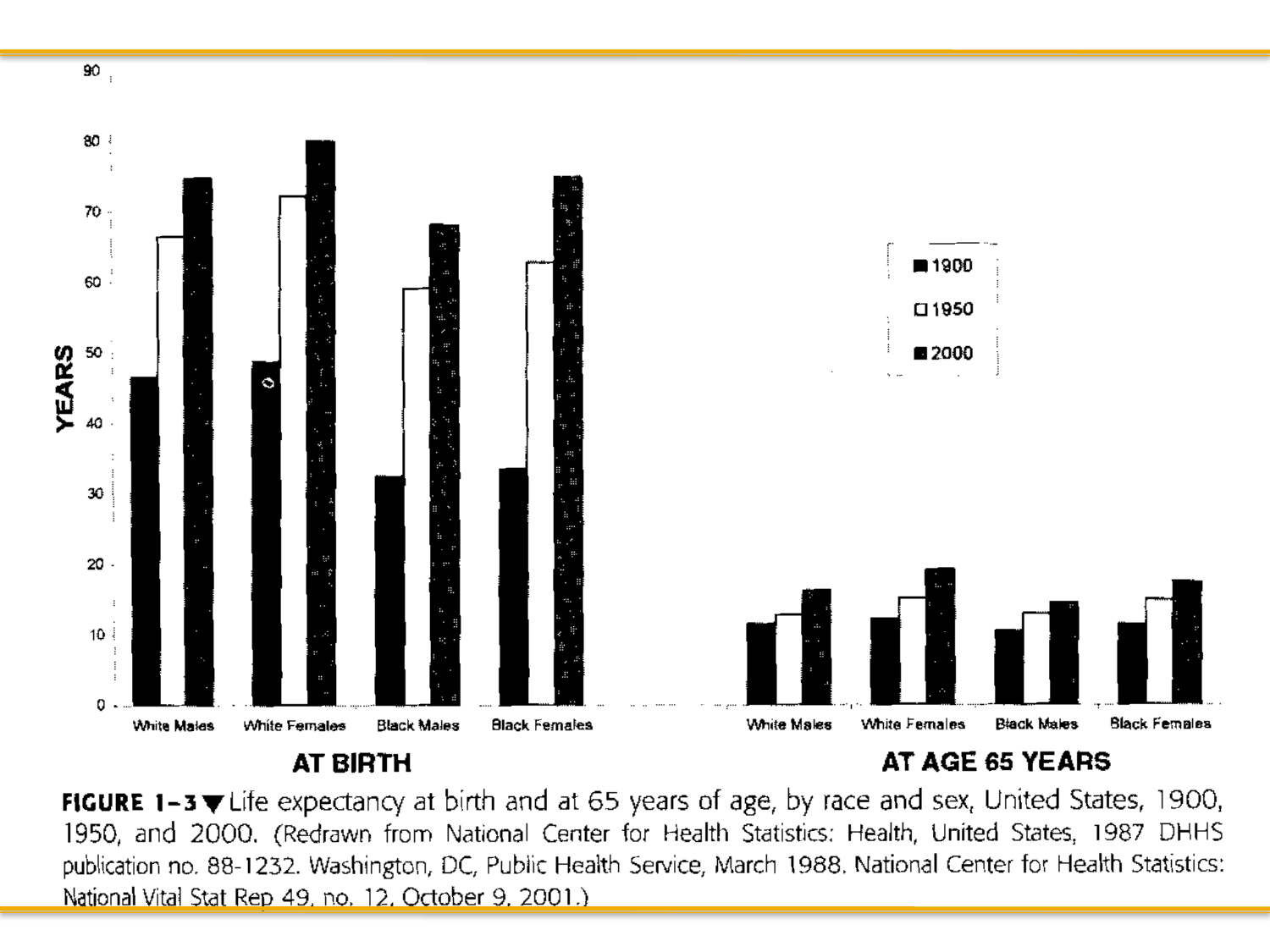**FIGURE 1–3▼** Life expectancy at birth and at 65 years of age, by race and sex, United States, 1900, 1950, and 2000. (Redrawn from National Center for Health Statistics: Health, United States, 1987 DHHS publication no. 88-1232. Washington, DC, Public Health Service, March 1988. National Center for Health Statistics: National Vital Stat Rep 49, no. 12, October 9, 2001.)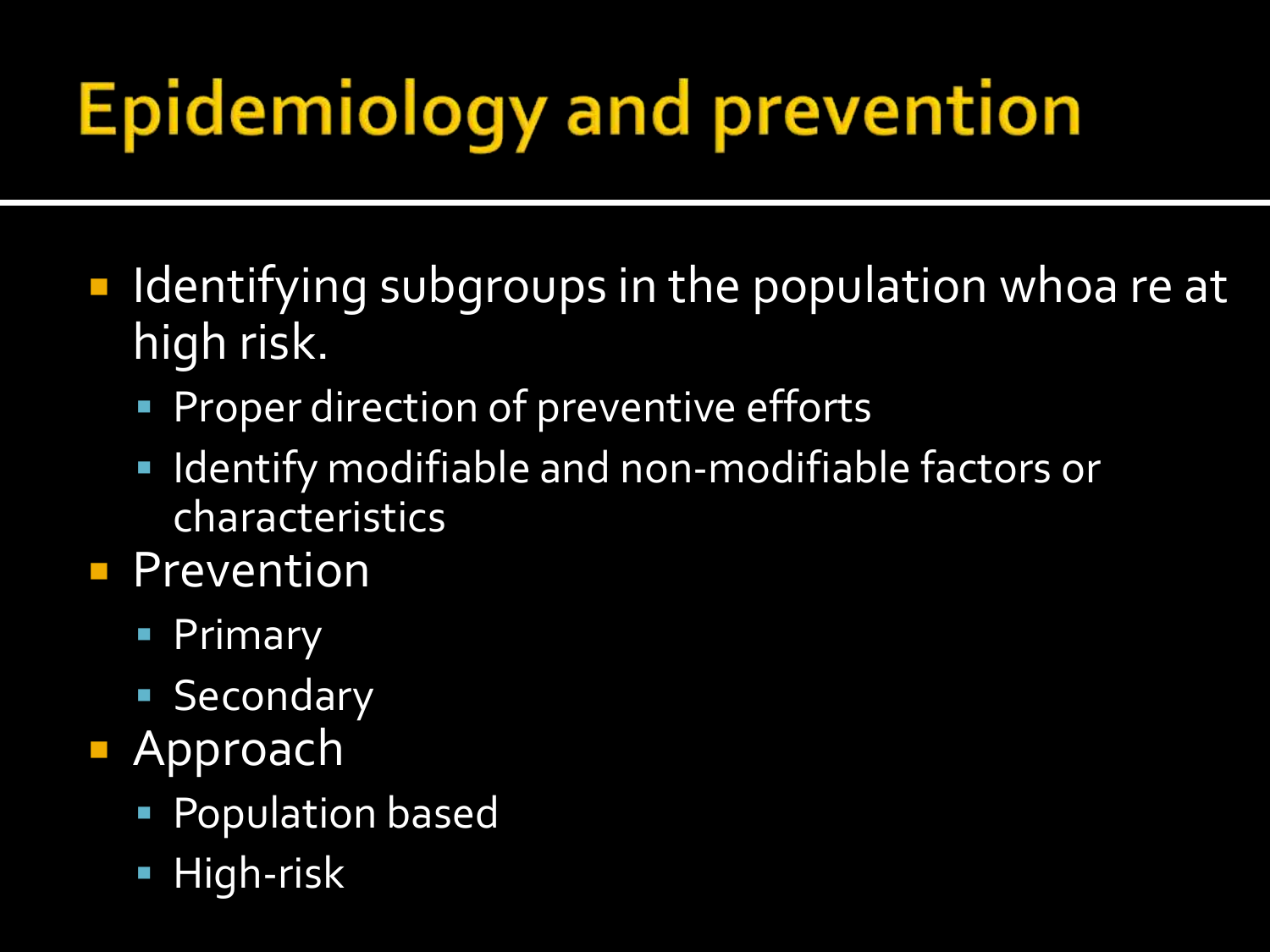# Epidemiology and prevention

- Identifying subgroups in the population whoa re at high risk.
  - Proper direction of preventive efforts
  - Identify modifiable and non-modifiable factors or characteristics
- Prevention
  - Primary
  - Secondary
- Approach
  - Population based
  - High-risk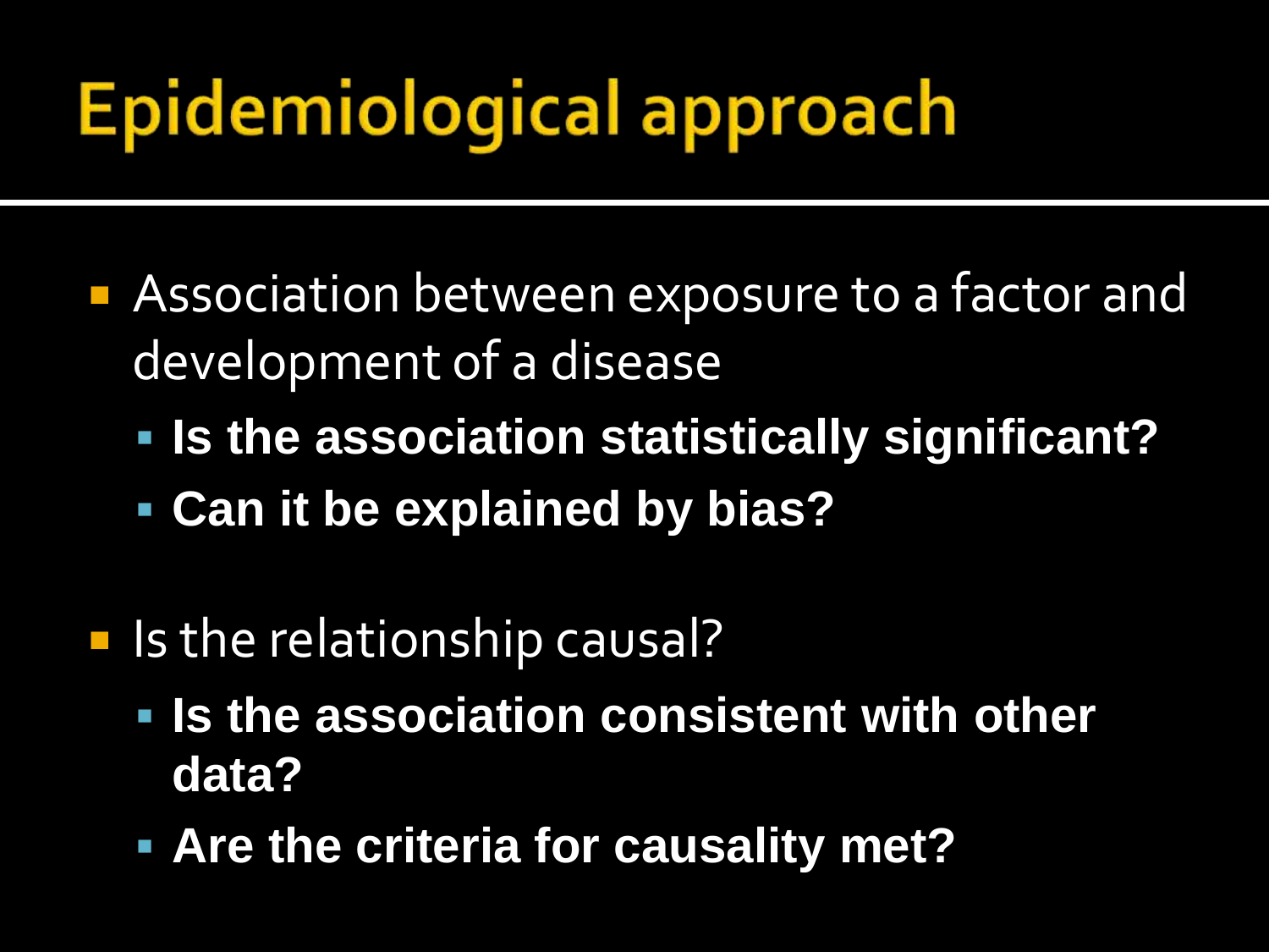# Epidemiological approach

- Association between exposure to a factor and development of a disease
  - **Is the association statistically significant?**
  - **Can it be explained by bias?**

- Is the relationship causal?
  - **Is the association consistent with other data?**
  - **Are the criteria for causality met?**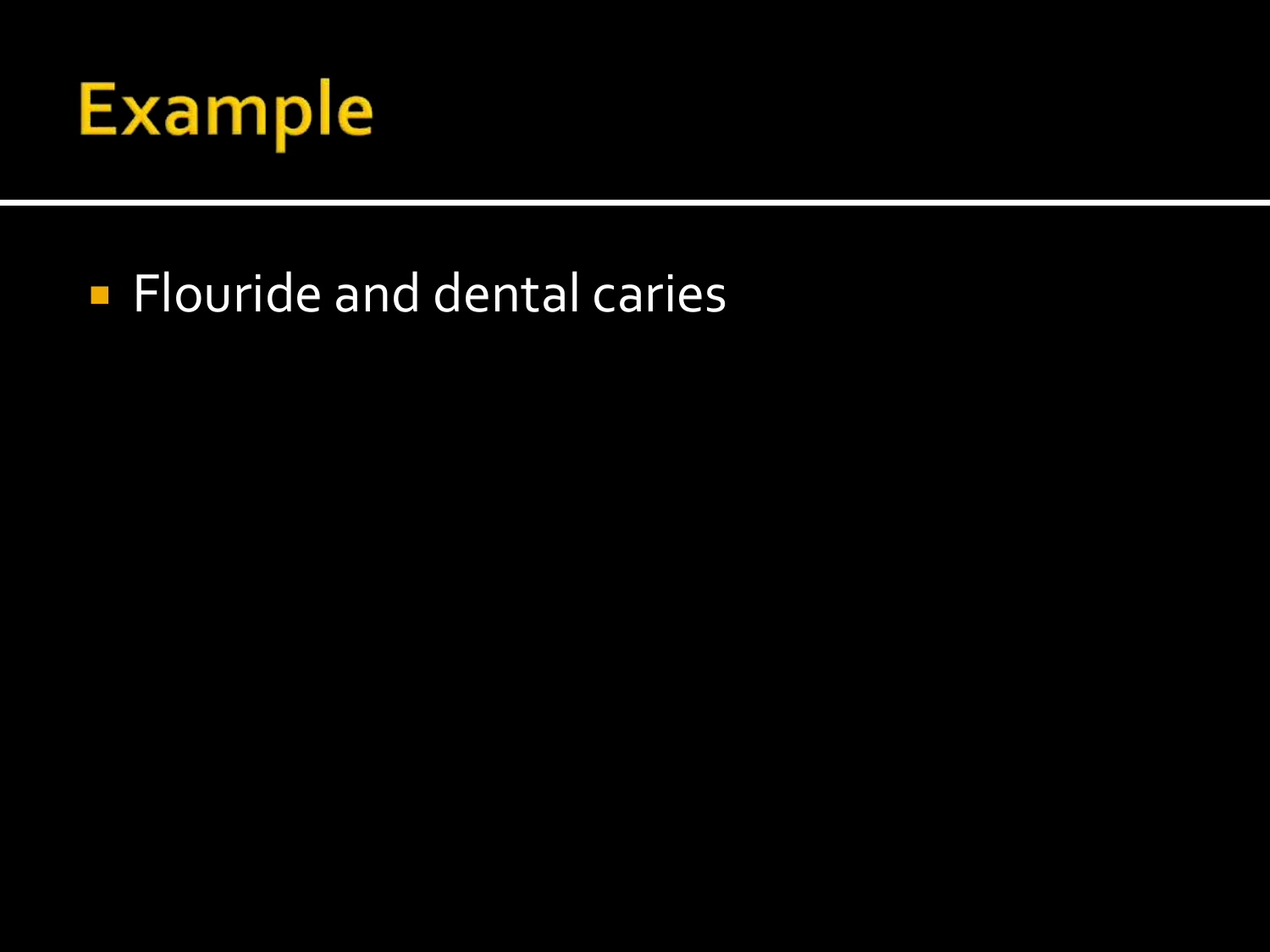# Example

- Flouride and dental caries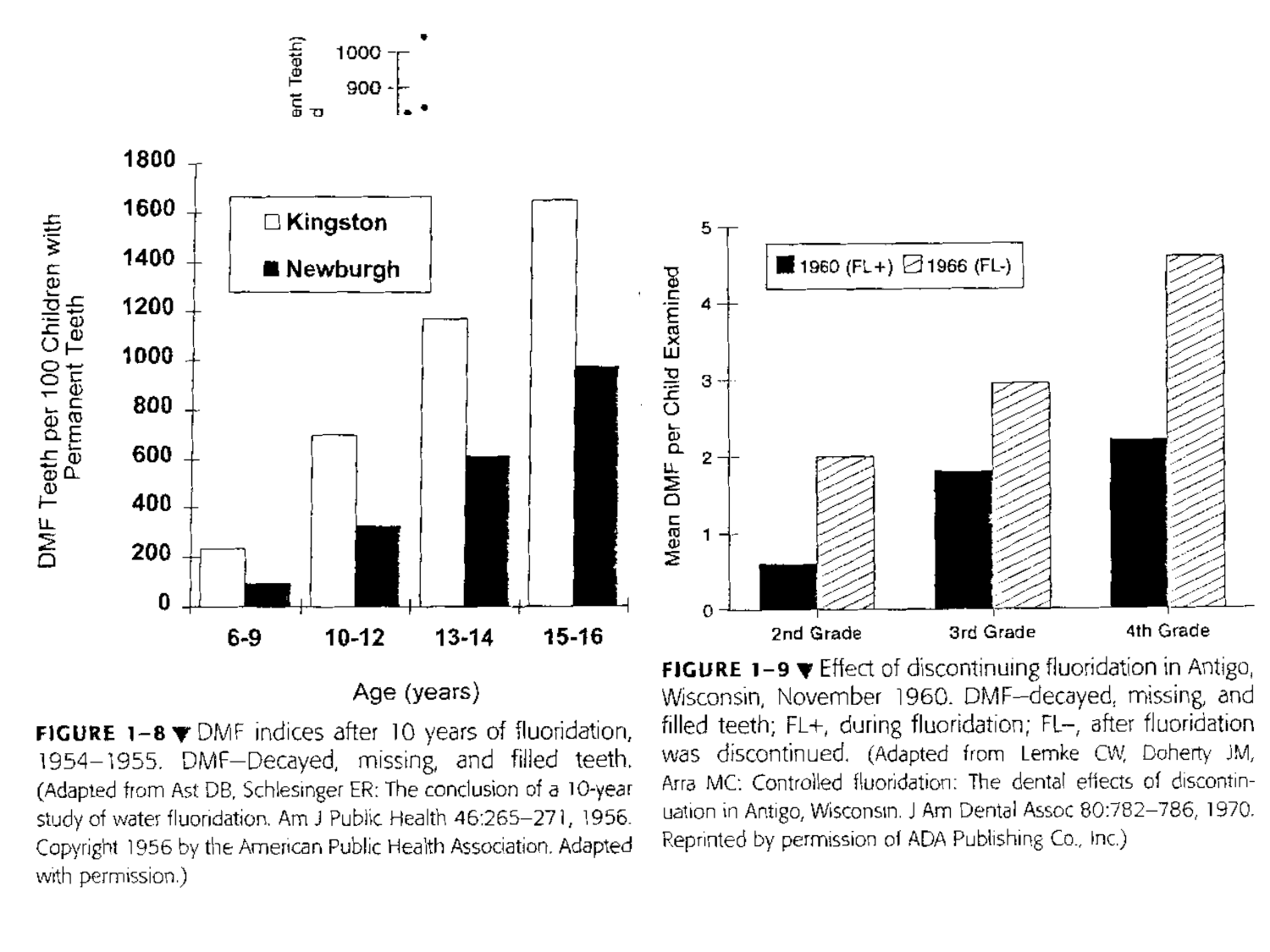**FIGURE 1–8** ▼ DMF indices after 10 years of fluoridation, 1954–1955. DMF—Decayed, missing, and filled teeth. (Adapted from Ast DB, Schlesinger ER: The conclusion of a 10-year study of water fluoridation. Am J Public Health 46:265–271, 1956. Copyright 1956 by the American Public Health Association. Adapted with permission.)

**FIGURE 1–9** ▼ Effect of discontinuing fluoridation in Antigo, Wisconsin, November 1960. DMF—decayed, missing, and filled teeth; FL+, during fluoridation; FL–, after fluoridation was discontinued. (Adapted from Lemke CW, Doherty JM, Arra MC: Controlled fluoridation: The dental effects of discontinuation in Antigo, Wisconsin. J Am Dental Assoc 80:782–786, 1970. Reprinted by permission of ADA Publishing Co., Inc.)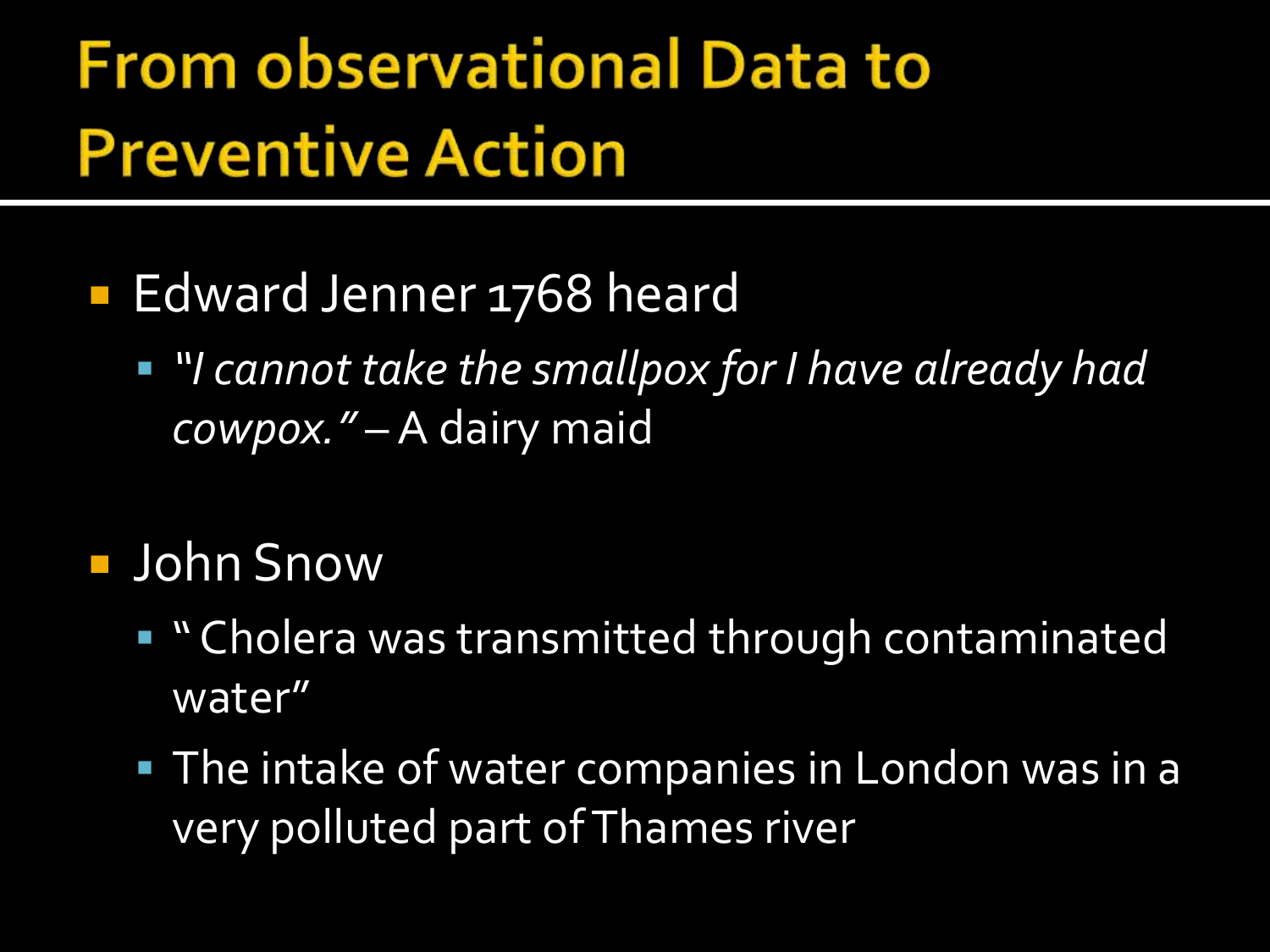# From observational Data to Preventive Action

- Edward Jenner 1768 heard
  - *"I cannot take the smallpox for I have already had cowpox."* – A dairy maid

- John Snow
  - " Cholera was transmitted through contaminated water"
  - The intake of water companies in London was in a very polluted part of Thames river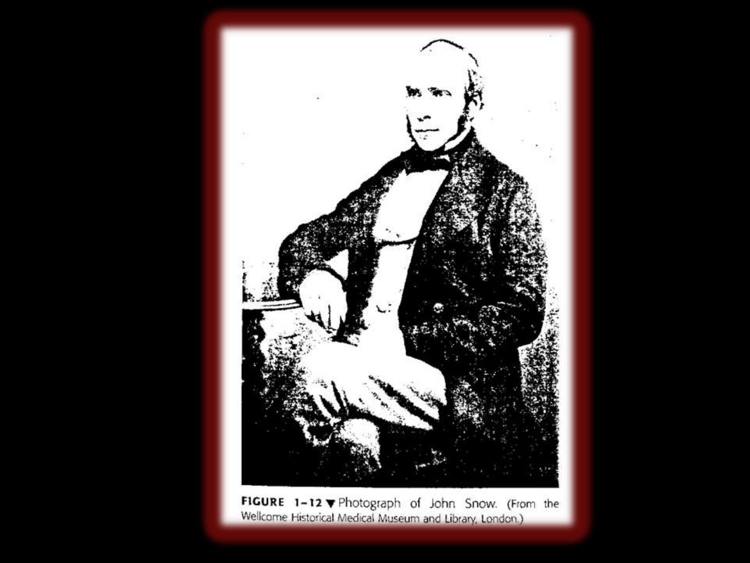**FIGURE 1–12** ▼ Photograph of John Snow. (From the Wellcome Historical Medical Museum and Library, London.)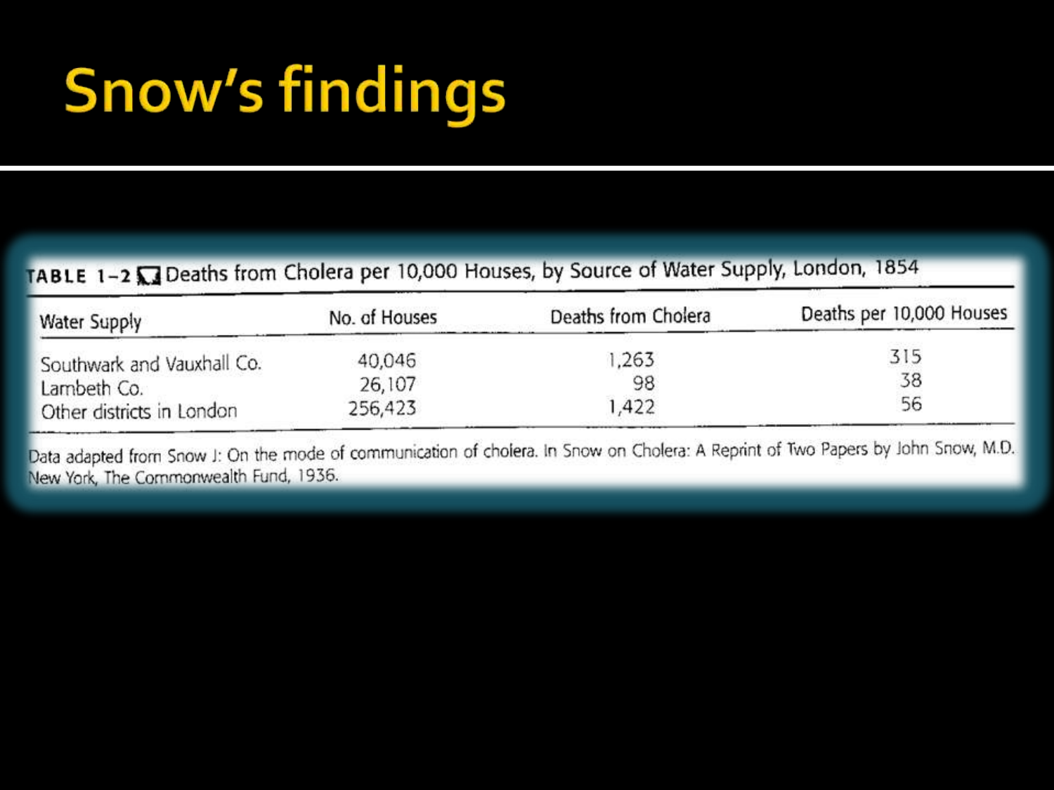# Snow's findings

**TABLE 1–2** Deaths from Cholera per 10,000 Houses, by Source of Water Supply, London, 1854

| Water Supply | No. of Houses | Deaths from Cholera | Deaths per 10,000 Houses |
|---|---|---|---|
| Southwark and Vauxhall Co. | 40,046 | 1,263 | 315 |
| Lambeth Co. | 26,107 | 98 | 38 |
| Other districts in London | 256,423 | 1,422 | 56 |

Data adapted from Snow J: On the mode of communication of cholera. In Snow on Cholera: A Reprint of Two Papers by John Snow, M.D. New York, The Commonwealth Fund, 1936.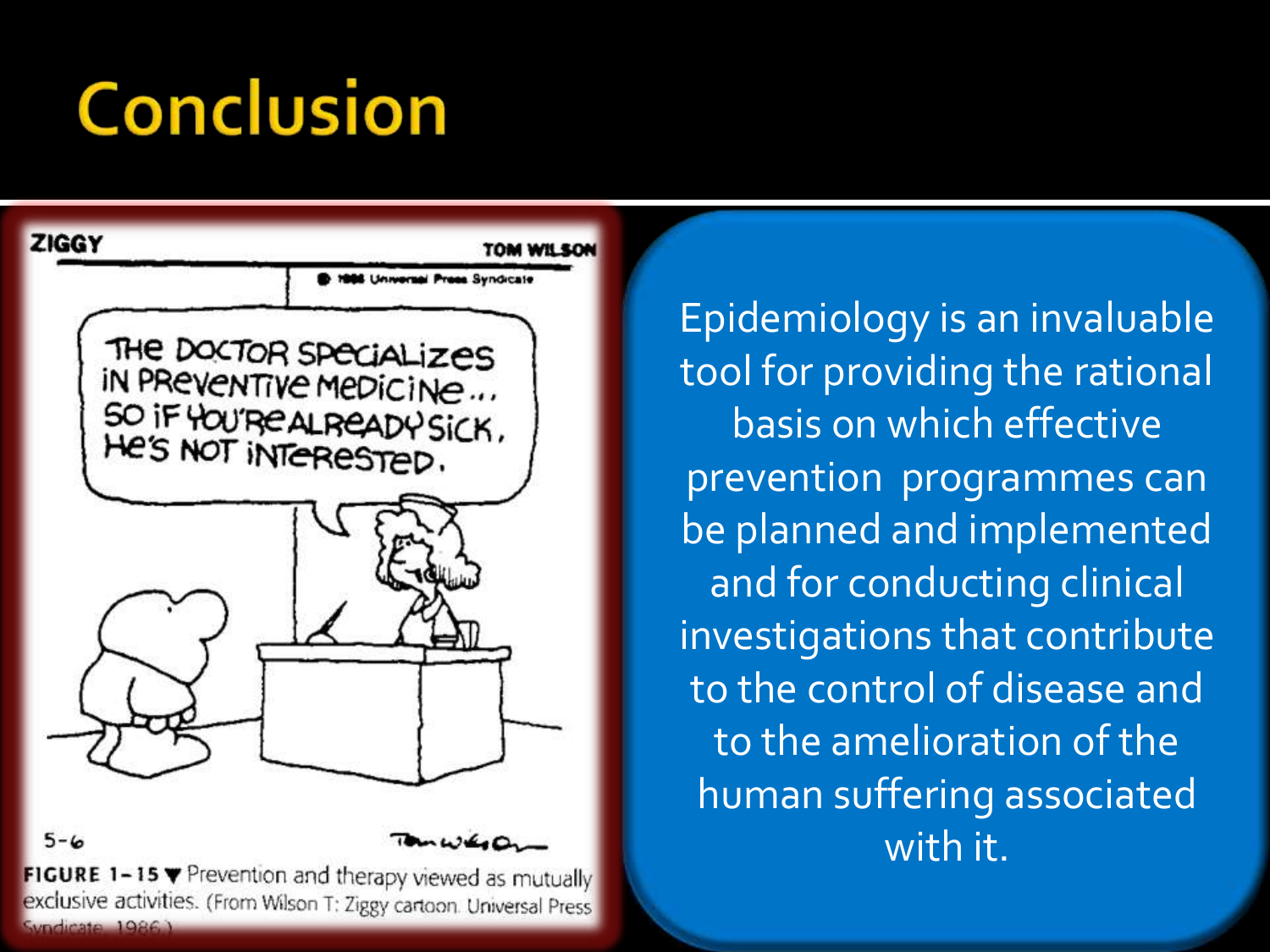# Conclusion

ZIGGY — TOM WILSON

© 1986 Universal Press Syndicate

THE DOCTOR SPECIALIZES IN PREVENTIVE MEDICINE... SO IF YOU'RE ALREADY SICK, HE'S NOT INTERESTED.

5-6

**FIGURE 1-15** ▼ Prevention and therapy viewed as mutually exclusive activities. (From Wilson T: Ziggy cartoon. Universal Press Syndicate, 1986.)

Epidemiology is an invaluable tool for providing the rational basis on which effective prevention programmes can be planned and implemented and for conducting clinical investigations that contribute to the control of disease and to the amelioration of the human suffering associated with it.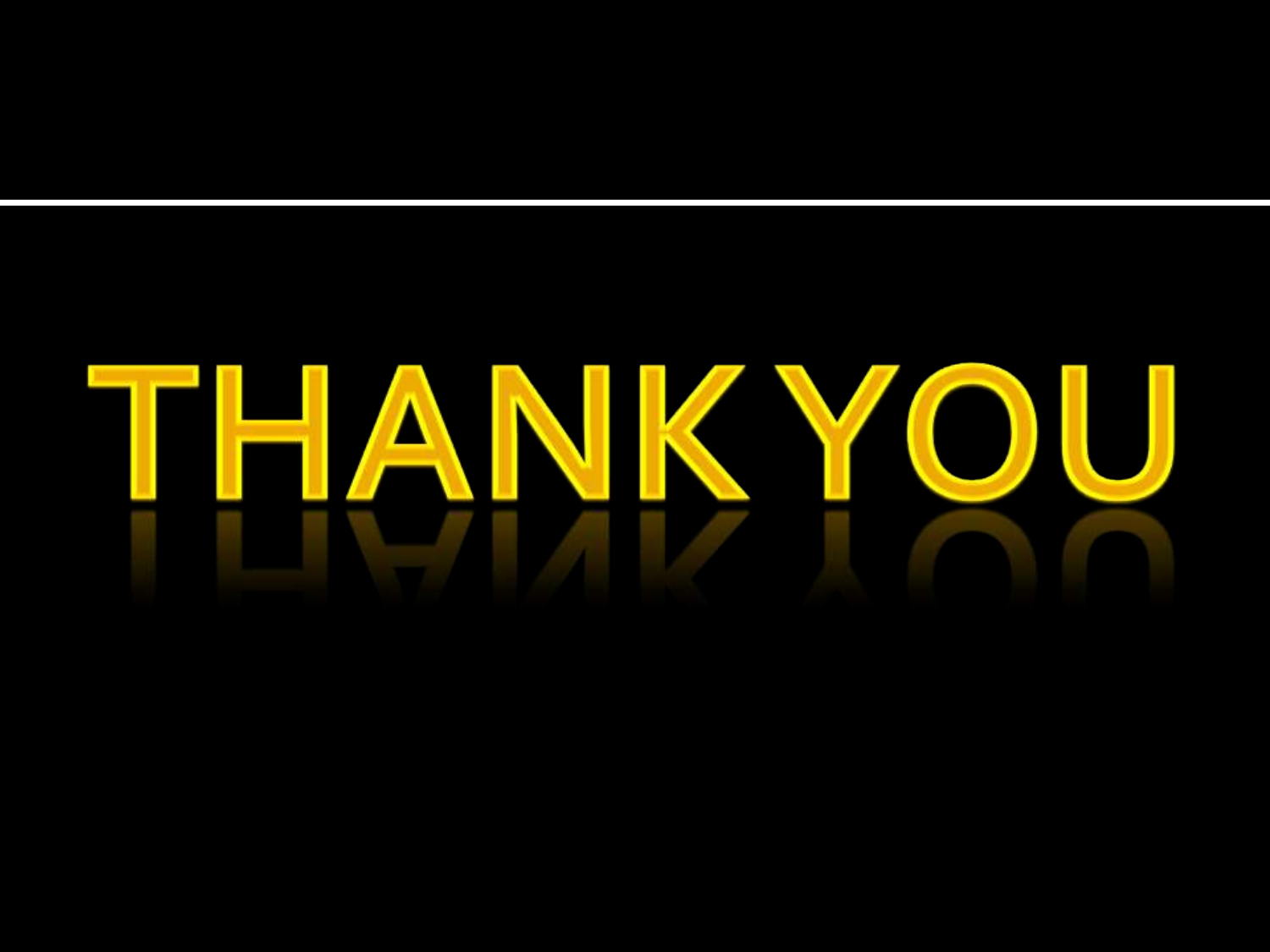# THANK YOU